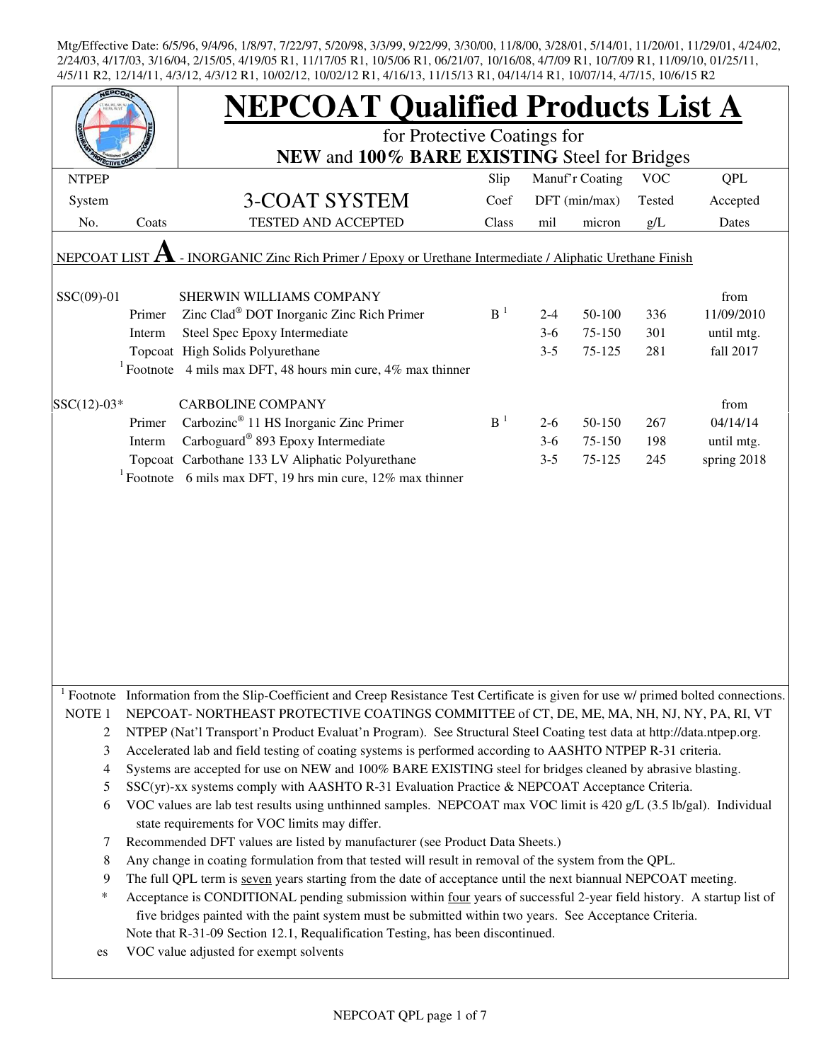Mtg/Effective Date: 6/5/96, 9/4/96, 1/8/97, 7/22/97, 5/20/98, 3/3/99, 9/22/99, 3/30/00, 11/8/00, 3/28/01, 5/14/01, 11/20/01, 11/29/01, 4/24/02, 2/24/03, 4/17/03, 3/16/04, 2/15/05, 4/19/05 R1, 11/17/05 R1, 10/5/06 R1, 06/21/07, 10/16/08, 4/7/09 R1, 10/7/09 R1, 11/09/10, 01/25/11, 4/5/11 R2, 12/14/11, 4/3/12, 4/3/12 R1, 10/02/12, 10/02/12 R1, 4/16/13, 11/15/13 R1, 04/14/14 R1, 10/07/14, 4/7/15, 10/6/15 R2

# NEPCOAT Qualified Products List A

for Protective Coatings for
**NEW** and **100% BARE EXISTING** Steel for Bridges

| NTPEP System No. | Coats | 3-COAT SYSTEM TESTED AND ACCEPTED | Slip Coef Class | Manuf'r Coating DFT (min/max) mil | Manuf'r Coating DFT (min/max) micron | VOC Tested g/L | QPL Accepted Dates |
|---|---|---|---|---|---|---|---|
| NEPCOAT LIST **A** - INORGANIC Zinc Rich Primer / Epoxy or Urethane Intermediate / Aliphatic Urethane Finish | | | | | | | |
| SSC(09)-01 | | SHERWIN WILLIAMS COMPANY | | | | | from |
| | Primer | Zinc Clad® DOT Inorganic Zinc Rich Primer | B [1] | 2-4 | 50-100 | 336 | 11/09/2010 |
| | Interm | Steel Spec Epoxy Intermediate | | 3-6 | 75-150 | 301 | until mtg. |
| | Topcoat | High Solids Polyurethane | | 3-5 | 75-125 | 281 | fall 2017 |
| | [1] Footnote | 4 mils max DFT, 48 hours min cure, 4% max thinner | | | | | |
| SSC(12)-03* | | CARBOLINE COMPANY | | | | | from |
| | Primer | Carbozinc® 11 HS Inorganic Zinc Primer | B [1] | 2-6 | 50-150 | 267 | 04/14/14 |
| | Interm | Carboguard® 893 Epoxy Intermediate | | 3-6 | 75-150 | 198 | until mtg. |
| | Topcoat | Carbothane 133 LV Aliphatic Polyurethane | | 3-5 | 75-125 | 245 | spring 2018 |
| | [1] Footnote | 6 mils max DFT, 19 hrs min cure, 12% max thinner | | | | | |

[1] Footnote Information from the Slip-Coefficient and Creep Resistance Test Certificate is given for use w/ primed bolted connections.

NOTE 1 NEPCOAT- NORTHEAST PROTECTIVE COATINGS COMMITTEE of CT, DE, ME, MA, NH, NJ, NY, PA, RI, VT

2 NTPEP (Nat'l Transport'n Product Evaluat'n Program). See Structural Steel Coating test data at http://data.ntpep.org.

3 Accelerated lab and field testing of coating systems is performed according to AASHTO NTPEP R-31 criteria.

4 Systems are accepted for use on NEW and 100% BARE EXISTING steel for bridges cleaned by abrasive blasting.

5 SSC(yr)-xx systems comply with AASHTO R-31 Evaluation Practice & NEPCOAT Acceptance Criteria.

6 VOC values are lab test results using unthinned samples. NEPCOAT max VOC limit is 420 g/L (3.5 lb/gal). Individual state requirements for VOC limits may differ.

7 Recommended DFT values are listed by manufacturer (see Product Data Sheets.)

8 Any change in coating formulation from that tested will result in removal of the system from the QPL.

9 The full QPL term is seven years starting from the date of acceptance until the next biannual NEPCOAT meeting.

\* Acceptance is CONDITIONAL pending submission within four years of successful 2-year field history. A startup list of five bridges painted with the paint system must be submitted within two years. See Acceptance Criteria. Note that R-31-09 Section 12.1, Requalification Testing, has been discontinued.

es VOC value adjusted for exempt solvents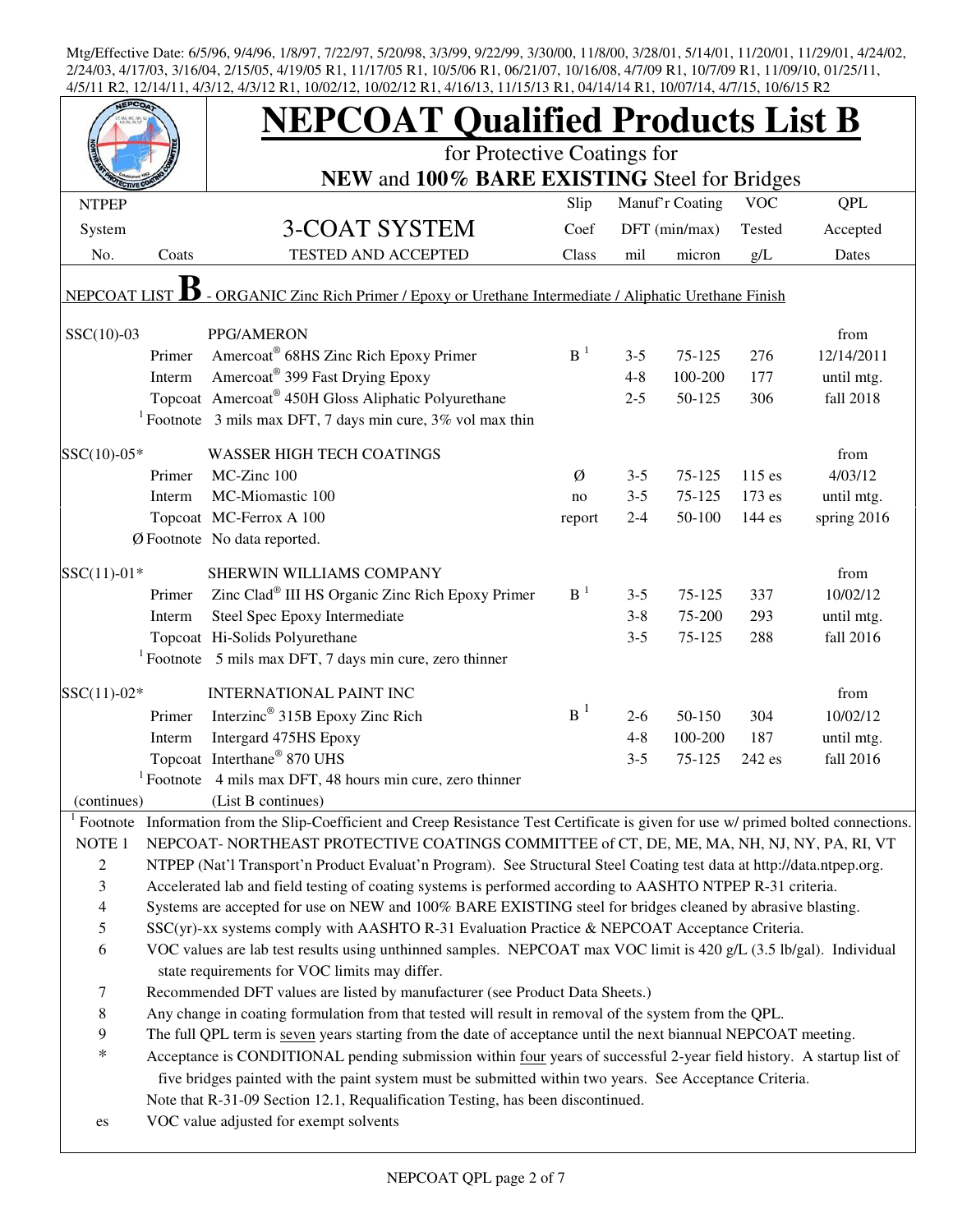Mtg/Effective Date: 6/5/96, 9/4/96, 1/8/97, 7/22/97, 5/20/98, 3/3/99, 9/22/99, 3/30/00, 11/8/00, 3/28/01, 5/14/01, 11/20/01, 11/29/01, 4/24/02, 2/24/03, 4/17/03, 3/16/04, 2/15/05, 4/19/05 R1, 11/17/05 R1, 10/5/06 R1, 06/21/07, 10/16/08, 4/7/09 R1, 10/7/09 R1, 11/09/10, 01/25/11, 4/5/11 R2, 12/14/11, 4/3/12, 4/3/12 R1, 10/02/12, 10/02/12 R1, 4/16/13, 11/15/13 R1, 04/14/14 R1, 10/07/14, 4/7/15, 10/6/15 R2

# NEPCOAT Qualified Products List B

## for Protective Coatings for **NEW** and **100% BARE EXISTING** Steel for Bridges

| NTPEP System No. | Coats | 3-COAT SYSTEM TESTED AND ACCEPTED | Slip Coef Class | Manuf'r Coating DFT (min/max) mil | micron | VOC Tested g/L | QPL Accepted Dates |
|---|---|---|---|---|---|---|---|
| | | NEPCOAT LIST **B** - ORGANIC Zinc Rich Primer / Epoxy or Urethane Intermediate / Aliphatic Urethane Finish | | | | | |
| SSC(10)-03 | | PPG/AMERON | | | | | from |
| | Primer | Amercoat® 68HS Zinc Rich Epoxy Primer | B [1] | 3-5 | 75-125 | 276 | 12/14/2011 |
| | Interm | Amercoat® 399 Fast Drying Epoxy | | 4-8 | 100-200 | 177 | until mtg. |
| | Topcoat | Amercoat® 450H Gloss Aliphatic Polyurethane | | 2-5 | 50-125 | 306 | fall 2018 |
| | [1] Footnote | 3 mils max DFT, 7 days min cure, 3% vol max thin | | | | | |
| SSC(10)-05* | | WASSER HIGH TECH COATINGS | | | | | from |
| | Primer | MC-Zinc 100 | Ø | 3-5 | 75-125 | 115 es | 4/03/12 |
| | Interm | MC-Miomastic 100 | no | 3-5 | 75-125 | 173 es | until mtg. |
| | Topcoat | MC-Ferrox A 100 | report | 2-4 | 50-100 | 144 es | spring 2016 |
| | Ø Footnote | No data reported. | | | | | |
| SSC(11)-01* | | SHERWIN WILLIAMS COMPANY | | | | | from |
| | Primer | Zinc Clad® III HS Organic Zinc Rich Epoxy Primer | B [1] | 3-5 | 75-125 | 337 | 10/02/12 |
| | Interm | Steel Spec Epoxy Intermediate | | 3-8 | 75-200 | 293 | until mtg. |
| | Topcoat | Hi-Solids Polyurethane | | 3-5 | 75-125 | 288 | fall 2016 |
| | [1] Footnote | 5 mils max DFT, 7 days min cure, zero thinner | | | | | |
| SSC(11)-02* | | INTERNATIONAL PAINT INC | | | | | from |
| | Primer | Interzinc® 315B Epoxy Zinc Rich | B [1] | 2-6 | 50-150 | 304 | 10/02/12 |
| | Interm | Intergard 475HS Epoxy | | 4-8 | 100-200 | 187 | until mtg. |
| | Topcoat | Interthane® 870 UHS | | 3-5 | 75-125 | 242 es | fall 2016 |
| | [1] Footnote | 4 mils max DFT, 48 hours min cure, zero thinner | | | | | |
| (continues) | | (List B continues) | | | | | |

[1] Footnote: Information from the Slip-Coefficient and Creep Resistance Test Certificate is given for use w/ primed bolted connections.

NOTE 1. NEPCOAT- NORTHEAST PROTECTIVE COATINGS COMMITTEE of CT, DE, ME, MA, NH, NJ, NY, PA, RI, VT

2. NTPEP (Nat'l Transport'n Product Evaluat'n Program). See Structural Steel Coating test data at http://data.ntpep.org.

3. Accelerated lab and field testing of coating systems is performed according to AASHTO NTPEP R-31 criteria.

4. Systems are accepted for use on NEW and 100% BARE EXISTING steel for bridges cleaned by abrasive blasting.

5. SSC(yr)-xx systems comply with AASHTO R-31 Evaluation Practice & NEPCOAT Acceptance Criteria.

6. VOC values are lab test results using unthinned samples. NEPCOAT max VOC limit is 420 g/L (3.5 lb/gal). Individual state requirements for VOC limits may differ.

7. Recommended DFT values are listed by manufacturer (see Product Data Sheets.)

8. Any change in coating formulation from that tested will result in removal of the system from the QPL.

9. The full QPL term is seven years starting from the date of acceptance until the next biannual NEPCOAT meeting.

\* Acceptance is CONDITIONAL pending submission within four years of successful 2-year field history. A startup list of five bridges painted with the paint system must be submitted within two years. See Acceptance Criteria. Note that R-31-09 Section 12.1, Requalification Testing, has been discontinued.

es VOC value adjusted for exempt solvents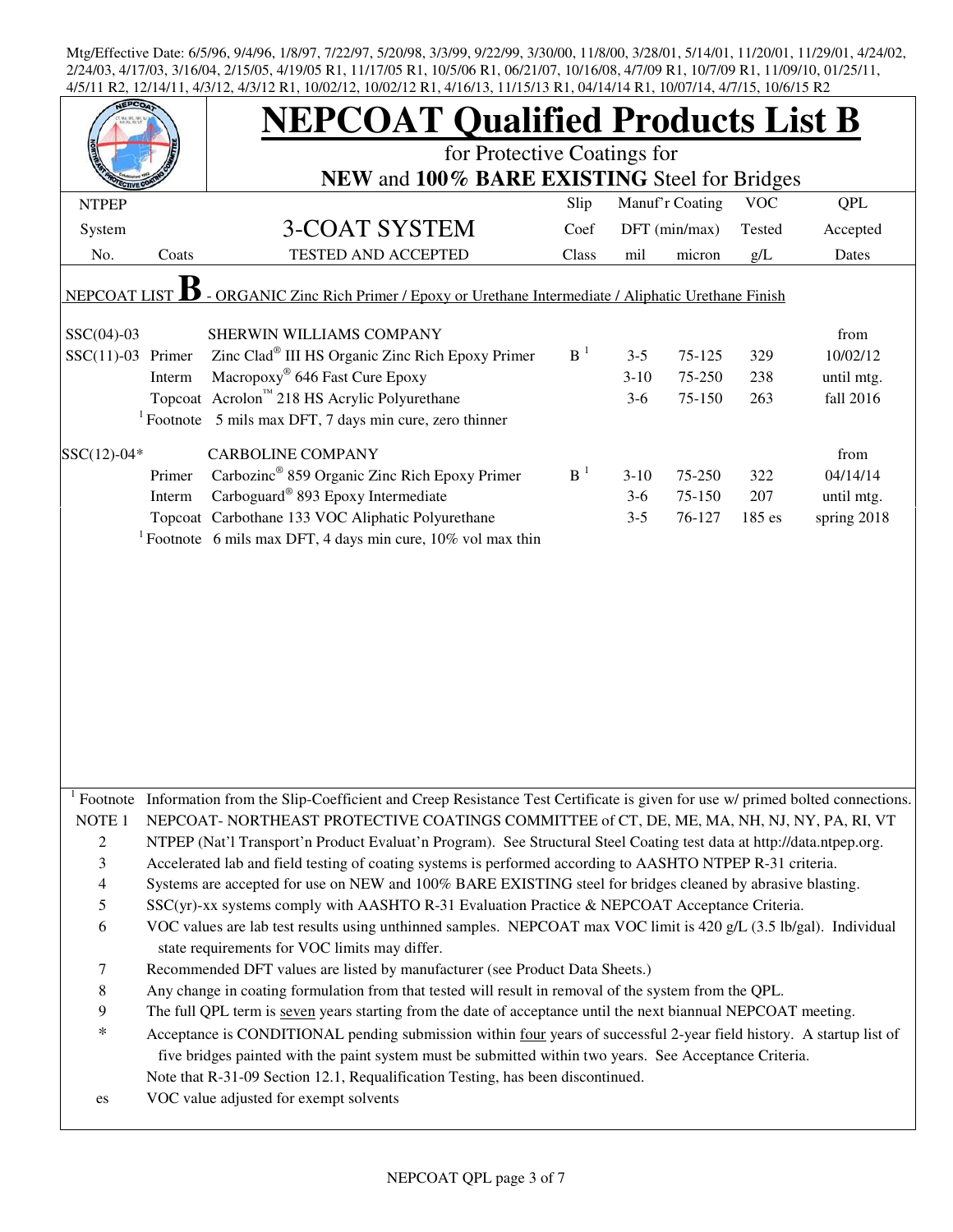Mtg/Effective Date: 6/5/96, 9/4/96, 1/8/97, 7/22/97, 5/20/98, 3/3/99, 9/22/99, 3/30/00, 11/8/00, 3/28/01, 5/14/01, 11/20/01, 11/29/01, 4/24/02, 2/24/03, 4/17/03, 3/16/04, 2/15/05, 4/19/05 R1, 11/17/05 R1, 10/5/06 R1, 06/21/07, 10/16/08, 4/7/09 R1, 10/7/09 R1, 11/09/10, 01/25/11, 4/5/11 R2, 12/14/11, 4/3/12, 4/3/12 R1, 10/02/12, 10/02/12 R1, 4/16/13, 11/15/13 R1, 04/14/14 R1, 10/07/14, 4/7/15, 10/6/15 R2

# NEPCOAT Qualified Products List B

for Protective Coatings for

**NEW** and **100% BARE EXISTING** Steel for Bridges

| NTPEP System No. | Coats | 3-COAT SYSTEM TESTED AND ACCEPTED | Slip Coef Class | Manuf'r Coating DFT (min/max) mil | micron | VOC Tested g/L | QPL Accepted Dates |
|---|---|---|---|---|---|---|---|
| NEPCOAT LIST **B** - ORGANIC Zinc Rich Primer / Epoxy or Urethane Intermediate / Aliphatic Urethane Finish | | | | | | | |
| SSC(04)-03 | | SHERWIN WILLIAMS COMPANY | | | | | from |
| SSC(11)-03 | Primer | Zinc Clad® III HS Organic Zinc Rich Epoxy Primer | B [1] | 3-5 | 75-125 | 329 | 10/02/12 |
| | Interm | Macropoxy® 646 Fast Cure Epoxy | | 3-10 | 75-250 | 238 | until mtg. |
| | Topcoat | Acrolon™ 218 HS Acrylic Polyurethane | | 3-6 | 75-150 | 263 | fall 2016 |
| | [1] Footnote | 5 mils max DFT, 7 days min cure, zero thinner | | | | | |
| SSC(12)-04* | | CARBOLINE COMPANY | | | | | from |
| | Primer | Carbozinc® 859 Organic Zinc Rich Epoxy Primer | B [1] | 3-10 | 75-250 | 322 | 04/14/14 |
| | Interm | Carboguard® 893 Epoxy Intermediate | | 3-6 | 75-150 | 207 | until mtg. |
| | Topcoat | Carbothane 133 VOC Aliphatic Polyurethane | | 3-5 | 76-127 | 185 es | spring 2018 |
| | [1] Footnote | 6 mils max DFT, 4 days min cure, 10% vol max thin | | | | | |

[1] Footnote Information from the Slip-Coefficient and Creep Resistance Test Certificate is given for use w/ primed bolted connections.

NOTE 1 NEPCOAT- NORTHEAST PROTECTIVE COATINGS COMMITTEE of CT, DE, ME, MA, NH, NJ, NY, PA, RI, VT

2 NTPEP (Nat'l Transport'n Product Evaluat'n Program). See Structural Steel Coating test data at http://data.ntpep.org.

3 Accelerated lab and field testing of coating systems is performed according to AASHTO NTPEP R-31 criteria.

4 Systems are accepted for use on NEW and 100% BARE EXISTING steel for bridges cleaned by abrasive blasting.

5 SSC(yr)-xx systems comply with AASHTO R-31 Evaluation Practice & NEPCOAT Acceptance Criteria.

6 VOC values are lab test results using unthinned samples. NEPCOAT max VOC limit is 420 g/L (3.5 lb/gal). Individual state requirements for VOC limits may differ.

7 Recommended DFT values are listed by manufacturer (see Product Data Sheets.)

8 Any change in coating formulation from that tested will result in removal of the system from the QPL.

9 The full QPL term is seven years starting from the date of acceptance until the next biannual NEPCOAT meeting.

\* Acceptance is CONDITIONAL pending submission within four years of successful 2-year field history. A startup list of five bridges painted with the paint system must be submitted within two years. See Acceptance Criteria.

Note that R-31-09 Section 12.1, Requalification Testing, has been discontinued.

es VOC value adjusted for exempt solvents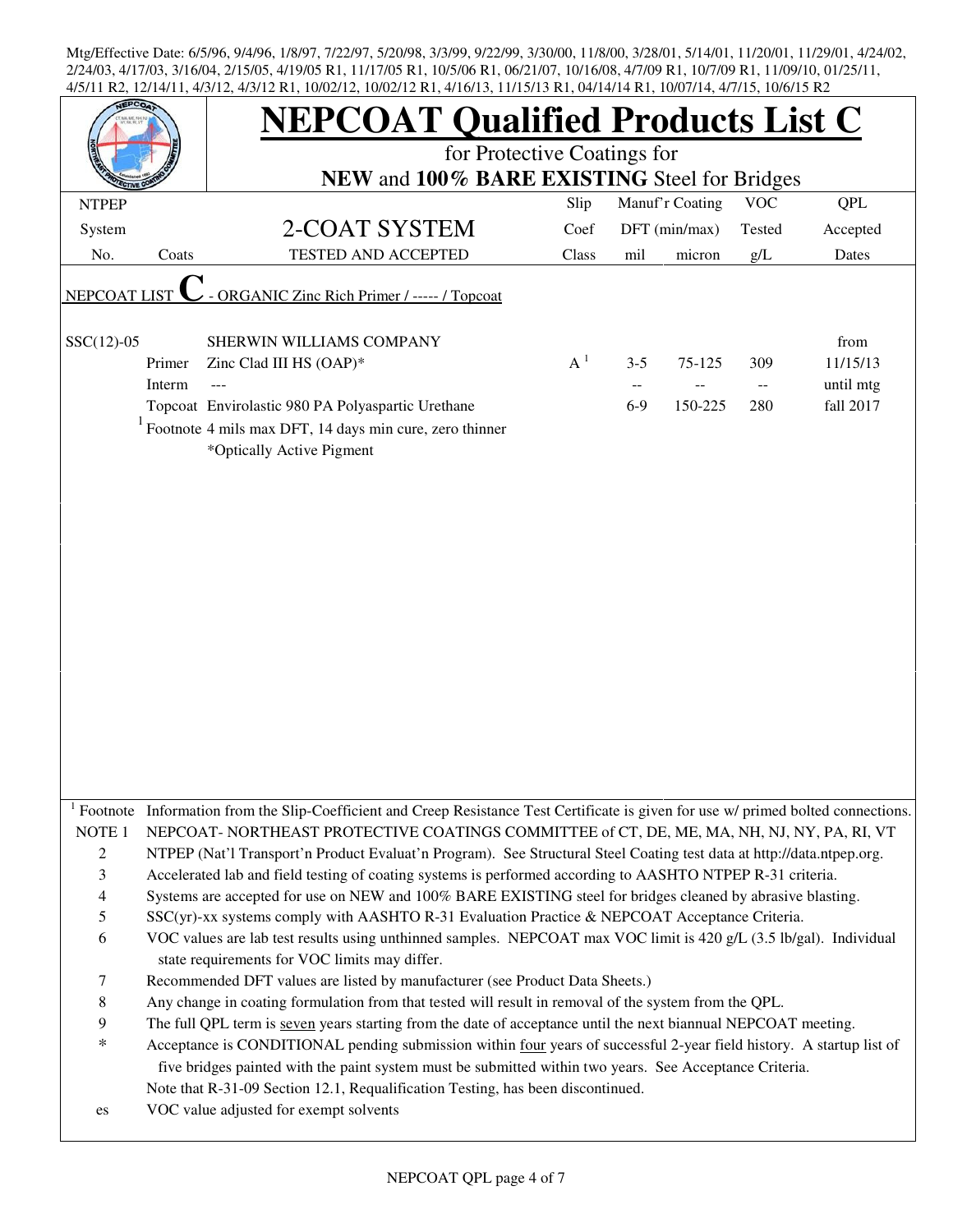Mtg/Effective Date: 6/5/96, 9/4/96, 1/8/97, 7/22/97, 5/20/98, 3/3/99, 9/22/99, 3/30/00, 11/8/00, 3/28/01, 5/14/01, 11/20/01, 11/29/01, 4/24/02, 2/24/03, 4/17/03, 3/16/04, 2/15/05, 4/19/05 R1, 11/17/05 R1, 10/5/06 R1, 06/21/07, 10/16/08, 4/7/09 R1, 10/7/09 R1, 11/09/10, 01/25/11, 4/5/11 R2, 12/14/11, 4/3/12, 4/3/12 R1, 10/02/12, 10/02/12 R1, 4/16/13, 11/15/13 R1, 04/14/14 R1, 10/07/14, 4/7/15, 10/6/15 R2

# NEPCOAT Qualified Products List C

for Protective Coatings for

**NEW** and **100% BARE EXISTING** Steel for Bridges

| NTPEP System No. | Coats | 2-COAT SYSTEM TESTED AND ACCEPTED | Slip Coef Class | Manuf'r Coating DFT (min/max) mil | micron | VOC Tested g/L | QPL Accepted Dates |
|---|---|---|---|---|---|---|---|
| NEPCOAT LIST **C** - ORGANIC Zinc Rich Primer / ----- / Topcoat | | | | | | | |
| SSC(12)-05 | | SHERWIN WILLIAMS COMPANY | | | | | from |
| | Primer | Zinc Clad III HS (OAP)* | A [1] | 3-5 | 75-125 | 309 | 11/15/13 |
| | Interm | --- | | -- | -- | -- | until mtg |
| | Topcoat | Envirolastic 980 PA Polyaspartic Urethane | | 6-9 | 150-225 | 280 | fall 2017 |
| | [1] Footnote | 4 mils max DFT, 14 days min cure, zero thinner | | | | | |
| | | *Optically Active Pigment | | | | | |

[1] Footnote Information from the Slip-Coefficient and Creep Resistance Test Certificate is given for use w/ primed bolted connections.

NOTE 1 NEPCOAT- NORTHEAST PROTECTIVE COATINGS COMMITTEE of CT, DE, ME, MA, NH, NJ, NY, PA, RI, VT

2 NTPEP (Nat'l Transport'n Product Evaluat'n Program). See Structural Steel Coating test data at http://data.ntpep.org.

3 Accelerated lab and field testing of coating systems is performed according to AASHTO NTPEP R-31 criteria.

4 Systems are accepted for use on NEW and 100% BARE EXISTING steel for bridges cleaned by abrasive blasting.

5 SSC(yr)-xx systems comply with AASHTO R-31 Evaluation Practice & NEPCOAT Acceptance Criteria.

6 VOC values are lab test results using unthinned samples. NEPCOAT max VOC limit is 420 g/L (3.5 lb/gal). Individual state requirements for VOC limits may differ.

7 Recommended DFT values are listed by manufacturer (see Product Data Sheets.)

8 Any change in coating formulation from that tested will result in removal of the system from the QPL.

9 The full QPL term is <u>seven</u> years starting from the date of acceptance until the next biannual NEPCOAT meeting.

\* Acceptance is CONDITIONAL pending submission within <u>four</u> years of successful 2-year field history. A startup list of five bridges painted with the paint system must be submitted within two years. See Acceptance Criteria.

Note that R-31-09 Section 12.1, Requalification Testing, has been discontinued.

es VOC value adjusted for exempt solvents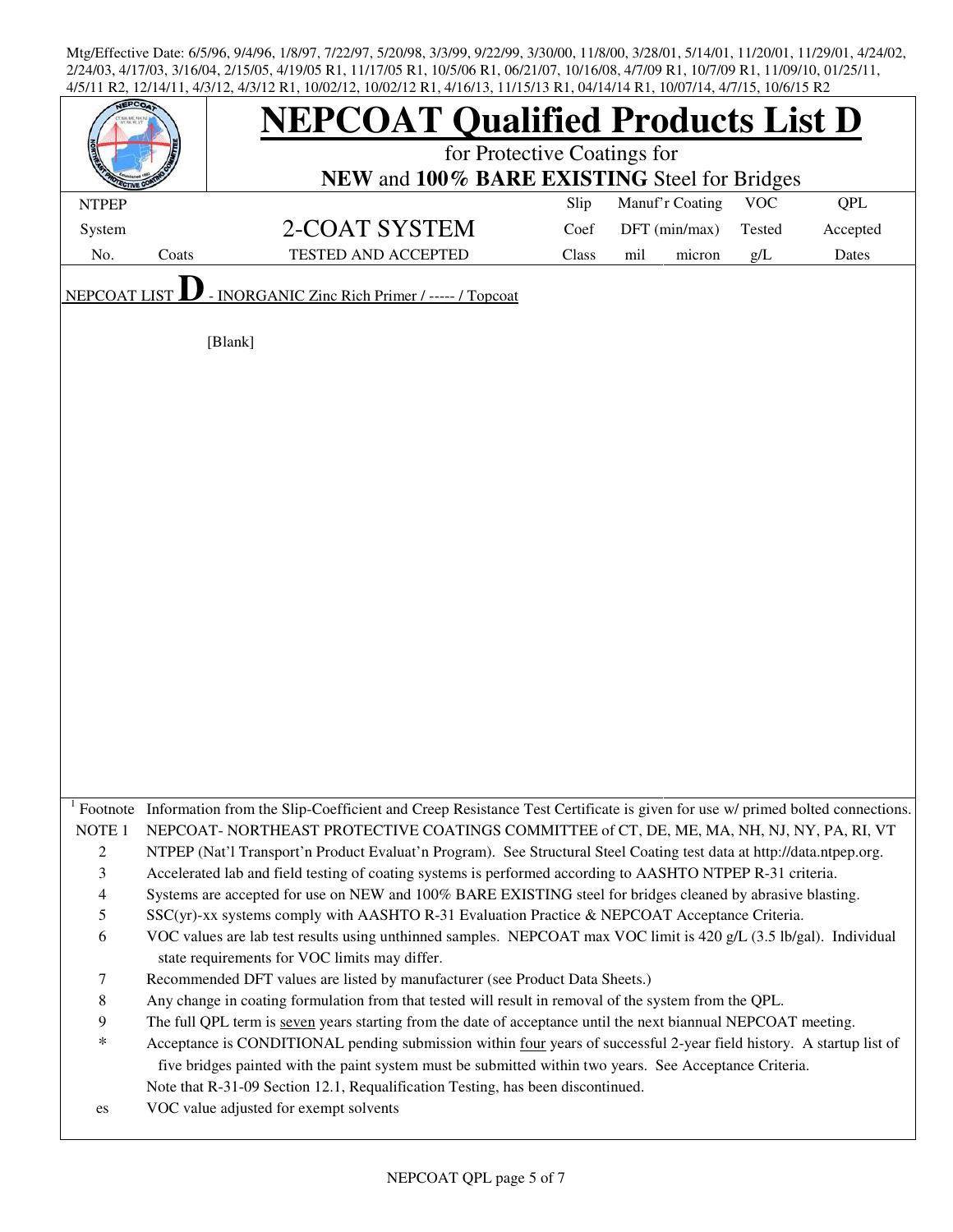Mtg/Effective Date: 6/5/96, 9/4/96, 1/8/97, 7/22/97, 5/20/98, 3/3/99, 9/22/99, 3/30/00, 11/8/00, 3/28/01, 5/14/01, 11/20/01, 11/29/01, 4/24/02, 2/24/03, 4/17/03, 3/16/04, 2/15/05, 4/19/05 R1, 11/17/05 R1, 10/5/06 R1, 06/21/07, 10/16/08, 4/7/09 R1, 10/7/09 R1, 11/09/10, 01/25/11, 4/5/11 R2, 12/14/11, 4/3/12, 4/3/12 R1, 10/02/12, 10/02/12 R1, 4/16/13, 11/15/13 R1, 04/14/14 R1, 10/07/14, 4/7/15, 10/6/15 R2

# NEPCOAT Qualified Products List D

for Protective Coatings for

**NEW** and **100% BARE EXISTING** Steel for Bridges

| NTPEP System No. | Coats | 2-COAT SYSTEM TESTED AND ACCEPTED | Slip Coef Class | Manuf'r Coating DFT (min/max) mil | micron | VOC Tested g/L | QPL Accepted Dates |
|---|---|---|---|---|---|---|---|

NEPCOAT LIST **D** - INORGANIC Zinc Rich Primer / ----- / Topcoat

[Blank]

[1] Footnote Information from the Slip-Coefficient and Creep Resistance Test Certificate is given for use w/ primed bolted connections.

NOTE 1 NEPCOAT- NORTHEAST PROTECTIVE COATINGS COMMITTEE of CT, DE, ME, MA, NH, NJ, NY, PA, RI, VT

2 NTPEP (Nat'l Transport'n Product Evaluat'n Program). See Structural Steel Coating test data at http://data.ntpep.org.

3 Accelerated lab and field testing of coating systems is performed according to AASHTO NTPEP R-31 criteria.

4 Systems are accepted for use on NEW and 100% BARE EXISTING steel for bridges cleaned by abrasive blasting.

5 SSC(yr)-xx systems comply with AASHTO R-31 Evaluation Practice & NEPCOAT Acceptance Criteria.

6 VOC values are lab test results using unthinned samples. NEPCOAT max VOC limit is 420 g/L (3.5 lb/gal). Individual state requirements for VOC limits may differ.

7 Recommended DFT values are listed by manufacturer (see Product Data Sheets.)

8 Any change in coating formulation from that tested will result in removal of the system from the QPL.

9 The full QPL term is seven years starting from the date of acceptance until the next biannual NEPCOAT meeting.

\* Acceptance is CONDITIONAL pending submission within four years of successful 2-year field history. A startup list of five bridges painted with the paint system must be submitted within two years. See Acceptance Criteria.

Note that R-31-09 Section 12.1, Requalification Testing, has been discontinued.

es VOC value adjusted for exempt solvents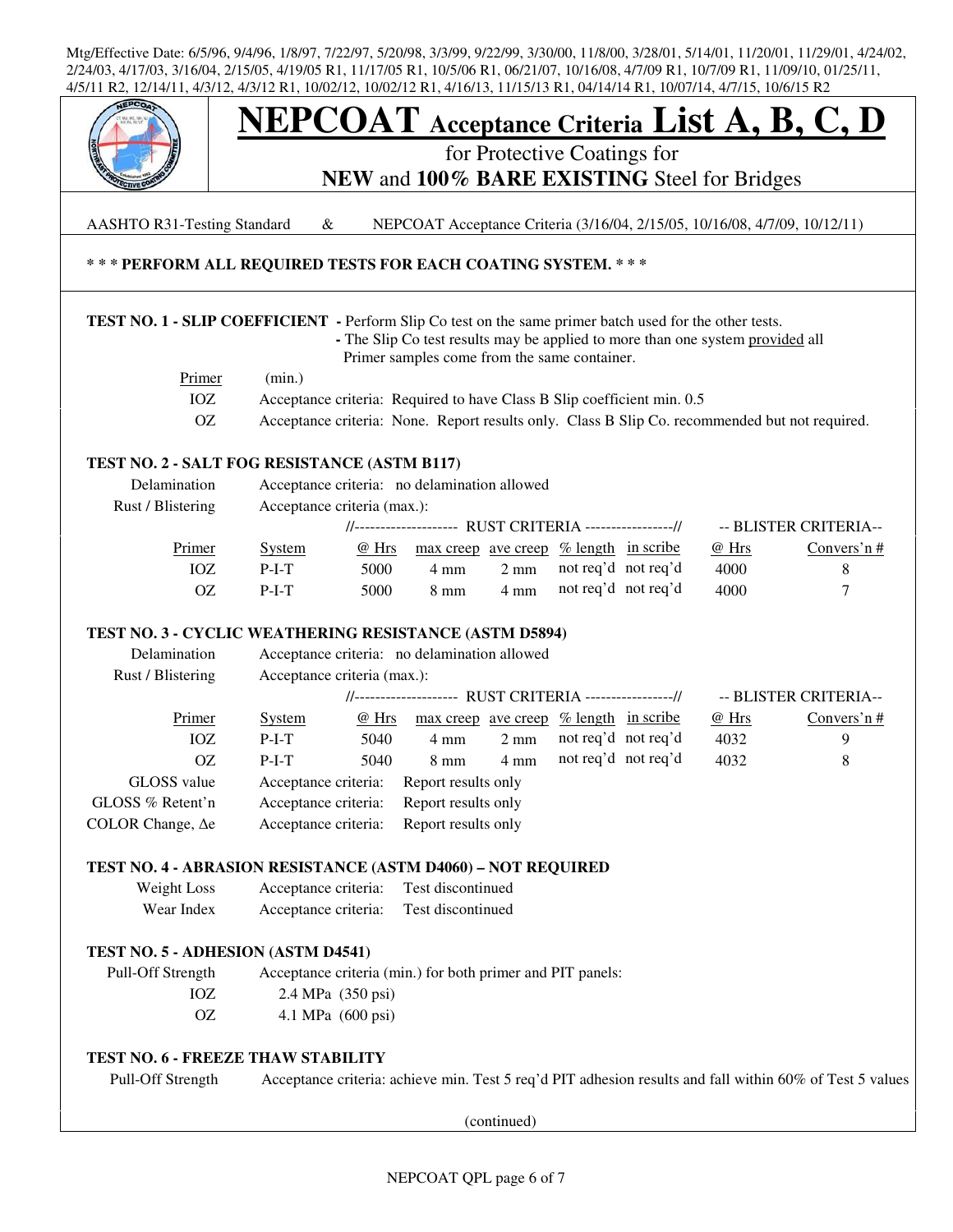Mtg/Effective Date: 6/5/96, 9/4/96, 1/8/97, 7/22/97, 5/20/98, 3/3/99, 9/22/99, 3/30/00, 11/8/00, 3/28/01, 5/14/01, 11/20/01, 11/29/01, 4/24/02, 2/24/03, 4/17/03, 3/16/04, 2/15/05, 4/19/05 R1, 11/17/05 R1, 10/5/06 R1, 06/21/07, 10/16/08, 4/7/09 R1, 10/7/09 R1, 11/09/10, 01/25/11, 4/5/11 R2, 12/14/11, 4/3/12, 4/3/12 R1, 10/02/12, 10/02/12 R1, 4/16/13, 11/15/13 R1, 04/14/14 R1, 10/07/14, 4/7/15, 10/6/15 R2

# NEPCOAT Acceptance Criteria List A, B, C, D

for Protective Coatings for

**NEW** and **100% BARE EXISTING** Steel for Bridges

AASHTO R31-Testing Standard & NEPCOAT Acceptance Criteria (3/16/04, 2/15/05, 10/16/08, 4/7/09, 10/12/11)

**\* \* \* PERFORM ALL REQUIRED TESTS FOR EACH COATING SYSTEM. \* \* \***

**TEST NO. 1 - SLIP COEFFICIENT** - Perform Slip Co test on the same primer batch used for the other tests.
- The Slip Co test results may be applied to more than one system provided all Primer samples come from the same container.

| Primer | (min.) |
|---|---|
| IOZ | Acceptance criteria: Required to have Class B Slip coefficient min. 0.5 |
| OZ | Acceptance criteria: None. Report results only. Class B Slip Co. recommended but not required. |

**TEST NO. 2 - SALT FOG RESISTANCE (ASTM B117)**

Delamination — Acceptance criteria: no delamination allowed

Rust / Blistering — Acceptance criteria (max.):

| | | RUST CRITERIA | | | | | BLISTER CRITERIA | |
|---|---|---|---|---|---|---|---|---|
| Primer | System | @ Hrs | max creep | ave creep | % length | in scribe | @ Hrs | Convers'n # |
| IOZ | P-I-T | 5000 | 4 mm | 2 mm | not req'd | not req'd | 4000 | 8 |
| OZ | P-I-T | 5000 | 8 mm | 4 mm | not req'd | not req'd | 4000 | 7 |

**TEST NO. 3 - CYCLIC WEATHERING RESISTANCE (ASTM D5894)**

Delamination — Acceptance criteria: no delamination allowed

Rust / Blistering — Acceptance criteria (max.):

| | | RUST CRITERIA | | | | | BLISTER CRITERIA | |
|---|---|---|---|---|---|---|---|---|
| Primer | System | @ Hrs | max creep | ave creep | % length | in scribe | @ Hrs | Convers'n # |
| IOZ | P-I-T | 5040 | 4 mm | 2 mm | not req'd | not req'd | 4032 | 9 |
| OZ | P-I-T | 5040 | 8 mm | 4 mm | not req'd | not req'd | 4032 | 8 |

GLOSS value — Acceptance criteria: Report results only

GLOSS % Retent'n — Acceptance criteria: Report results only

COLOR Change, Δe — Acceptance criteria: Report results only

**TEST NO. 4 - ABRASION RESISTANCE (ASTM D4060) – NOT REQUIRED**

Weight Loss — Acceptance criteria: Test discontinued

Wear Index — Acceptance criteria: Test discontinued

**TEST NO. 5 - ADHESION (ASTM D4541)**

Pull-Off Strength — Acceptance criteria (min.) for both primer and PIT panels:

- IOZ: 2.4 MPa (350 psi)
- OZ: 4.1 MPa (600 psi)

**TEST NO. 6 - FREEZE THAW STABILITY**

Pull-Off Strength — Acceptance criteria: achieve min. Test 5 req'd PIT adhesion results and fall within 60% of Test 5 values

(continued)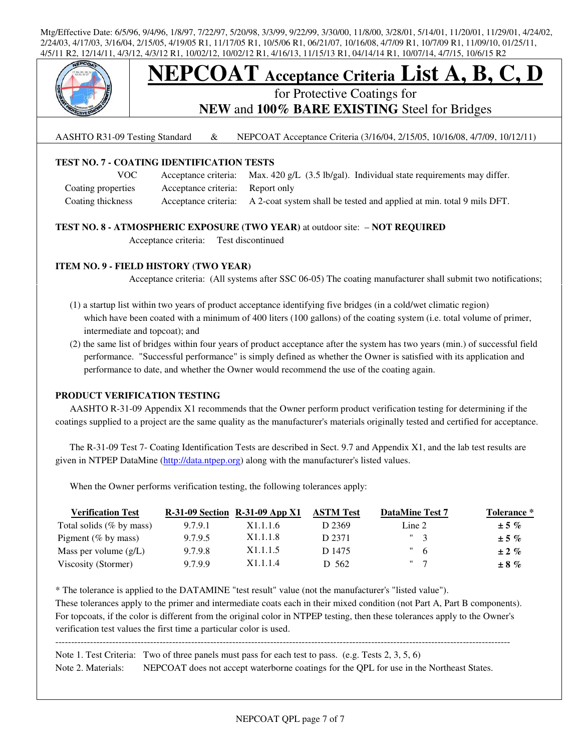Mtg/Effective Date: 6/5/96, 9/4/96, 1/8/97, 7/22/97, 5/20/98, 3/3/99, 9/22/99, 3/30/00, 11/8/00, 3/28/01, 5/14/01, 11/20/01, 11/29/01, 4/24/02, 2/24/03, 4/17/03, 3/16/04, 2/15/05, 4/19/05 R1, 11/17/05 R1, 10/5/06 R1, 06/21/07, 10/16/08, 4/7/09 R1, 10/7/09 R1, 11/09/10, 01/25/11, 4/5/11 R2, 12/14/11, 4/3/12, 4/3/12 R1, 10/02/12, 10/02/12 R1, 4/16/13, 11/15/13 R1, 04/14/14 R1, 10/07/14, 4/7/15, 10/6/15 R2

# NEPCOAT Acceptance Criteria List A, B, C, D

for Protective Coatings for
**NEW** and **100% BARE EXISTING** Steel for Bridges

AASHTO R31-09 Testing Standard & NEPCOAT Acceptance Criteria (3/16/04, 2/15/05, 10/16/08, 4/7/09, 10/12/11)

**TEST NO. 7 - COATING IDENTIFICATION TESTS**

| | | |
|---|---|---|
| VOC | Acceptance criteria: | Max. 420 g/L (3.5 lb/gal). Individual state requirements may differ. |
| Coating properties | Acceptance criteria: | Report only |
| Coating thickness | Acceptance criteria: | A 2-coat system shall be tested and applied at min. total 9 mils DFT. |

**TEST NO. 8 - ATMOSPHERIC EXPOSURE (TWO YEAR)** at outdoor site: – **NOT REQUIRED**

Acceptance criteria: Test discontinued

**ITEM NO. 9 - FIELD HISTORY (TWO YEAR)**

Acceptance criteria: (All systems after SSC 06-05) The coating manufacturer shall submit two notifications;

(1) a startup list within two years of product acceptance identifying five bridges (in a cold/wet climatic region) which have been coated with a minimum of 400 liters (100 gallons) of the coating system (i.e. total volume of primer, intermediate and topcoat); and

(2) the same list of bridges within four years of product acceptance after the system has two years (min.) of successful field performance. "Successful performance" is simply defined as whether the Owner is satisfied with its application and performance to date, and whether the Owner would recommend the use of the coating again.

**PRODUCT VERIFICATION TESTING**

AASHTO R-31-09 Appendix X1 recommends that the Owner perform product verification testing for determining if the coatings supplied to a project are the same quality as the manufacturer's materials originally tested and certified for acceptance.

The R-31-09 Test 7- Coating Identification Tests are described in Sect. 9.7 and Appendix X1, and the lab test results are given in NTPEP DataMine (http://data.ntpep.org) along with the manufacturer's listed values.

When the Owner performs verification testing, the following tolerances apply:

| Verification Test | R-31-09 Section | R-31-09 App X1 | ASTM Test | DataMine Test 7 | Tolerance * |
|---|---|---|---|---|---|
| Total solids (% by mass) | 9.7.9.1 | X1.1.1.6 | D 2369 | Line 2 | **± 5 %** |
| Pigment (% by mass) | 9.7.9.5 | X1.1.1.8 | D 2371 | " 3 | **± 5 %** |
| Mass per volume (g/L) | 9.7.9.8 | X1.1.1.5 | D 1475 | " 6 | **± 2 %** |
| Viscosity (Stormer) | 9.7.9.9 | X1.1.1.4 | D 562 | " 7 | **± 8 %** |

* The tolerance is applied to the DATAMINE "test result" value (not the manufacturer's "listed value").
These tolerances apply to the primer and intermediate coats each in their mixed condition (not Part A, Part B components).
For topcoats, if the color is different from the original color in NTPEP testing, then these tolerances apply to the Owner's verification test values the first time a particular color is used.

---

Note 1. Test Criteria: Two of three panels must pass for each test to pass. (e.g. Tests 2, 3, 5, 6)
Note 2. Materials: NEPCOAT does not accept waterborne coatings for the QPL for use in the Northeast States.